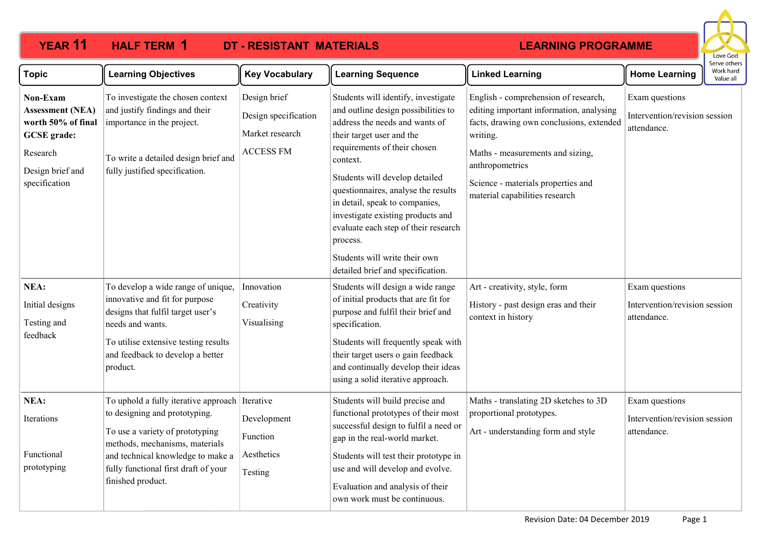# YEAR 11 HALF TERM 1 DT - RESISTANT MATERIALS LEARNING PROGRAMME

Love God
Serve others
Work hard
Value all

| Topic | Learning Objectives | Key Vocabulary | Learning Sequence | Linked Learning | Home Learning |
|---|---|---|---|---|---|
| **Non-Exam Assessment (NEA) worth 50% of final GCSE grade:**<br><br>Research<br><br>Design brief and specification | To investigate the chosen context and justify findings and their importance in the project.<br><br>To write a detailed design brief and fully justified specification. | Design brief<br><br>Design specification<br><br>Market research<br><br>ACCESS FM | Students will identify, investigate and outline design possibilities to address the needs and wants of their target user and the requirements of their chosen context.<br><br>Students will develop detailed questionnaires, analyse the results in detail, speak to companies, investigate existing products and evaluate each step of their research process.<br><br>Students will write their own detailed brief and specification. | English - comprehension of research, editing important information, analysing facts, drawing own conclusions, extended writing.<br><br>Maths - measurements and sizing, anthropometrics<br><br>Science - materials properties and material capabilities research | Exam questions<br><br>Intervention/revision session attendance. |
| **NEA:**<br><br>Initial designs<br><br>Testing and feedback | To develop a wide range of unique, innovative and fit for purpose designs that fulfil target user's needs and wants.<br><br>To utilise extensive testing results and feedback to develop a better product. | Innovation<br><br>Creativity<br><br>Visualising | Students will design a wide range of initial products that are fit for purpose and fulfil their brief and specification.<br><br>Students will frequently speak with their target users o gain feedback and continually develop their ideas using a solid iterative approach. | Art - creativity, style, form<br><br>History - past design eras and their context in history | Exam questions<br><br>Intervention/revision session attendance. |
| **NEA:**<br><br>Iterations<br><br>Functional prototyping | To uphold a fully iterative approach to designing and prototyping.<br><br>To use a variety of prototyping methods, mechanisms, materials and technical knowledge to make a fully functional first draft of your finished product. | Iterative<br><br>Development<br><br>Function<br><br>Aesthetics<br><br>Testing | Students will build precise and functional prototypes of their most successful design to fulfil a need or gap in the real-world market.<br><br>Students will test their prototype in use and will develop and evolve.<br><br>Evaluation and analysis of their own work must be continuous. | Maths - translating 2D sketches to 3D proportional prototypes.<br><br>Art - understanding form and style | Exam questions<br><br>Intervention/revision session attendance. |

Revision Date: 04 December 2019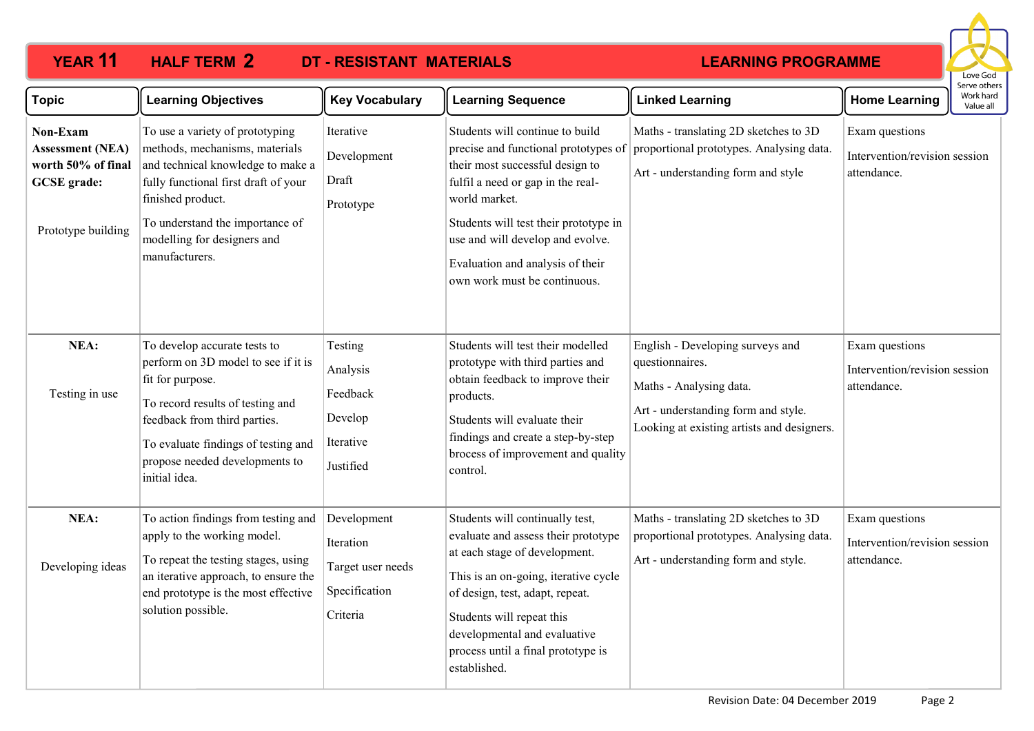# YEAR 11 HALF TERM 2 DT - RESISTANT MATERIALS LEARNING PROGRAMME

Love God
Serve others
Work hard
Value all

| Topic | Learning Objectives | Key Vocabulary | Learning Sequence | Linked Learning | Home Learning |
|---|---|---|---|---|---|
| **Non-Exam Assessment (NEA) worth 50% of final GCSE grade:**<br><br>Prototype building | To use a variety of prototyping methods, mechanisms, materials and technical knowledge to make a fully functional first draft of your finished product.<br><br>To understand the importance of modelling for designers and manufacturers. | Iterative<br><br>Development<br><br>Draft<br><br>Prototype | Students will continue to build precise and functional prototypes of their most successful design to fulfil a need or gap in the real-world market.<br><br>Students will test their prototype in use and will develop and evolve.<br><br>Evaluation and analysis of their own work must be continuous. | Maths - translating 2D sketches to 3D proportional prototypes. Analysing data.<br><br>Art - understanding form and style | Exam questions<br><br>Intervention/revision session attendance. |
| **NEA:**<br><br>Testing in use | To develop accurate tests to perform on 3D model to see if it is fit for purpose.<br><br>To record results of testing and feedback from third parties.<br><br>To evaluate findings of testing and propose needed developments to initial idea. | Testing<br><br>Analysis<br><br>Feedback<br><br>Develop<br><br>Iterative<br><br>Justified | Students will test their modelled prototype with third parties and obtain feedback to improve their products.<br><br>Students will evaluate their findings and create a step-by-step brocess of improvement and quality control. | English - Developing surveys and questionnaires.<br><br>Maths - Analysing data.<br><br>Art - understanding form and style. Looking at existing artists and designers. | Exam questions<br><br>Intervention/revision session attendance. |
| **NEA:**<br><br>Developing ideas | To action findings from testing and apply to the working model.<br><br>To repeat the testing stages, using an iterative approach, to ensure the end prototype is the most effective solution possible. | Development<br><br>Iteration<br><br>Target user needs<br><br>Specification<br><br>Criteria | Students will continually test, evaluate and assess their prototype at each stage of development.<br><br>This is an on-going, iterative cycle of design, test, adapt, repeat.<br><br>Students will repeat this developmental and evaluative process until a final prototype is established. | Maths - translating 2D sketches to 3D proportional prototypes. Analysing data.<br><br>Art - understanding form and style. | Exam questions<br><br>Intervention/revision session attendance. |

Revision Date: 04 December 2019